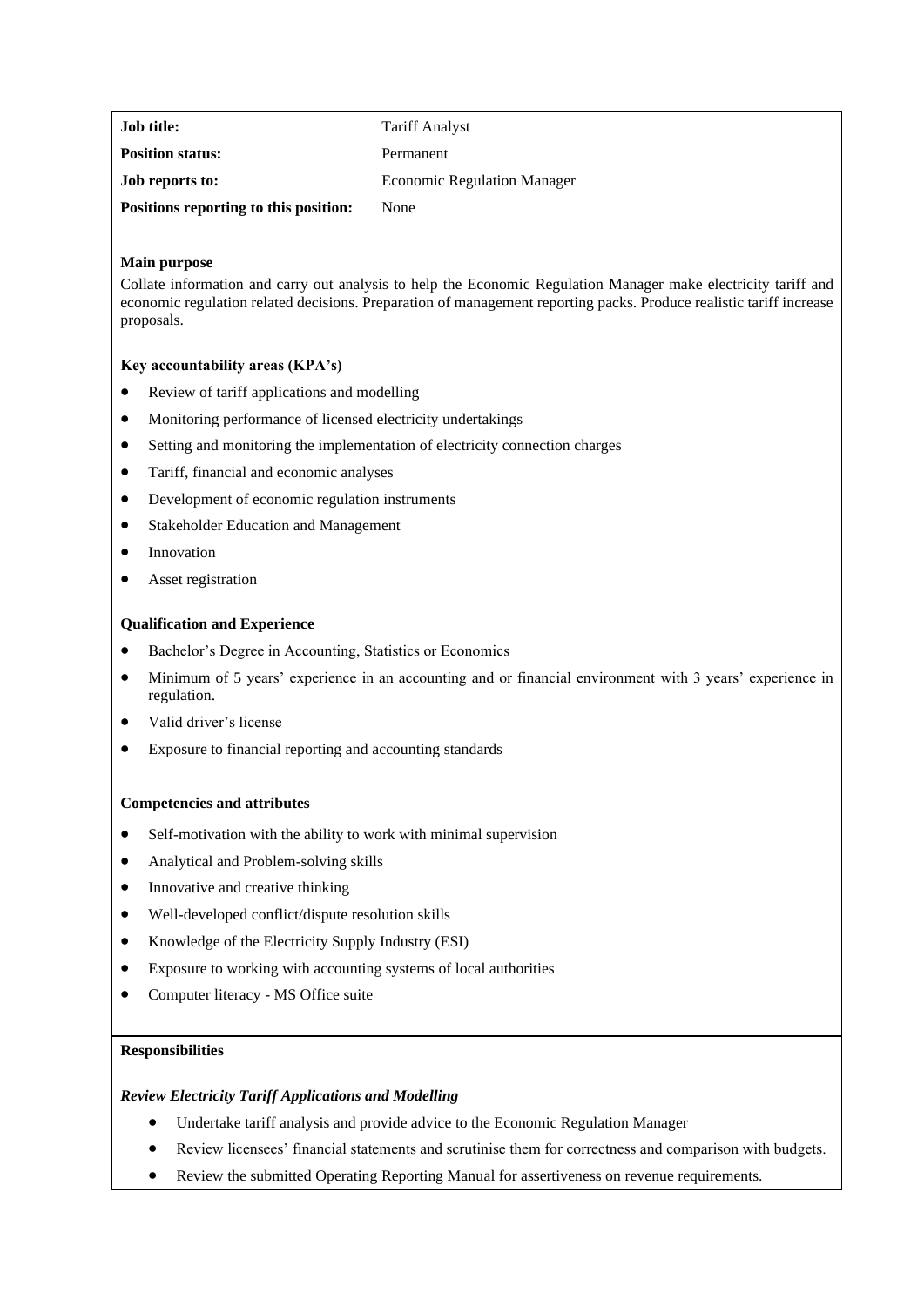| | |
|---|---|
| **Job title:** | Tariff Analyst |
| **Position status:** | Permanent |
| **Job reports to:** | Economic Regulation Manager |
| **Positions reporting to this position:** | None |

**Main purpose**

Collate information and carry out analysis to help the Economic Regulation Manager make electricity tariff and economic regulation related decisions. Preparation of management reporting packs. Produce realistic tariff increase proposals.

**Key accountability areas (KPA's)**

- Review of tariff applications and modelling
- Monitoring performance of licensed electricity undertakings
- Setting and monitoring the implementation of electricity connection charges
- Tariff, financial and economic analyses
- Development of economic regulation instruments
- Stakeholder Education and Management
- Innovation
- Asset registration

**Qualification and Experience**

- Bachelor's Degree in Accounting, Statistics or Economics
- Minimum of 5 years' experience in an accounting and or financial environment with 3 years' experience in regulation.
- Valid driver's license
- Exposure to financial reporting and accounting standards

**Competencies and attributes**

- Self-motivation with the ability to work with minimal supervision
- Analytical and Problem-solving skills
- Innovative and creative thinking
- Well-developed conflict/dispute resolution skills
- Knowledge of the Electricity Supply Industry (ESI)
- Exposure to working with accounting systems of local authorities
- Computer literacy - MS Office suite

**Responsibilities**

***Review Electricity Tariff Applications and Modelling***

- Undertake tariff analysis and provide advice to the Economic Regulation Manager
- Review licensees' financial statements and scrutinise them for correctness and comparison with budgets.
- Review the submitted Operating Reporting Manual for assertiveness on revenue requirements.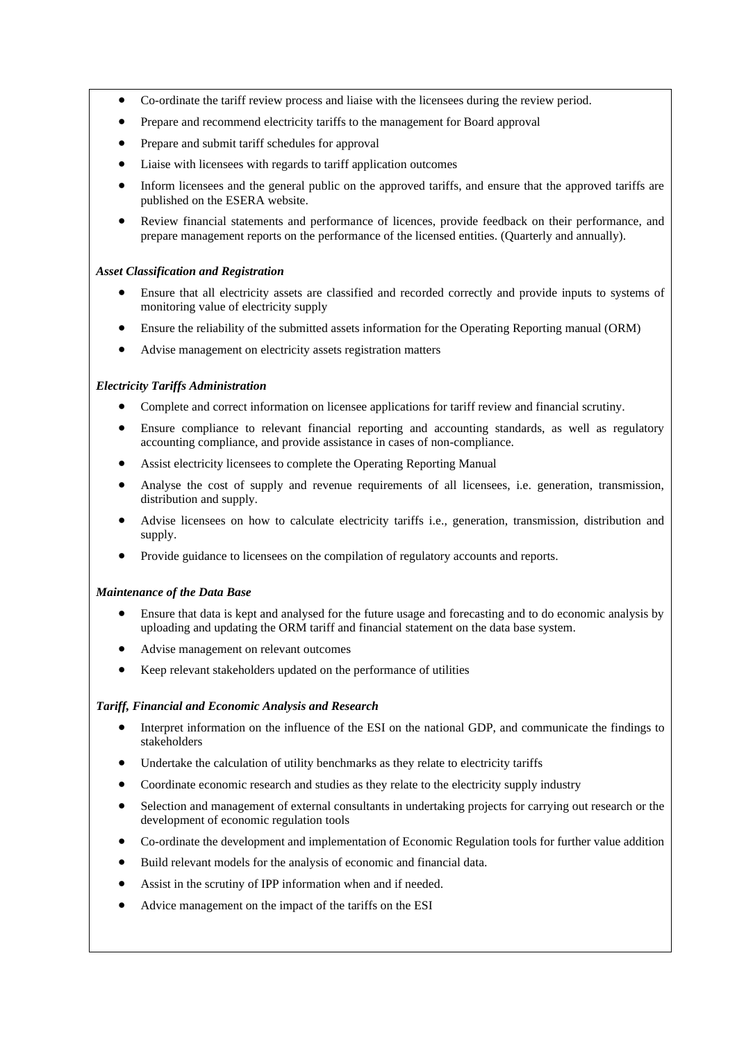- Co-ordinate the tariff review process and liaise with the licensees during the review period.
- Prepare and recommend electricity tariffs to the management for Board approval
- Prepare and submit tariff schedules for approval
- Liaise with licensees with regards to tariff application outcomes
- Inform licensees and the general public on the approved tariffs, and ensure that the approved tariffs are published on the ESERA website.
- Review financial statements and performance of licences, provide feedback on their performance, and prepare management reports on the performance of the licensed entities. (Quarterly and annually).

***Asset Classification and Registration***

- Ensure that all electricity assets are classified and recorded correctly and provide inputs to systems of monitoring value of electricity supply
- Ensure the reliability of the submitted assets information for the Operating Reporting manual (ORM)
- Advise management on electricity assets registration matters

***Electricity Tariffs Administration***

- Complete and correct information on licensee applications for tariff review and financial scrutiny.
- Ensure compliance to relevant financial reporting and accounting standards, as well as regulatory accounting compliance, and provide assistance in cases of non-compliance.
- Assist electricity licensees to complete the Operating Reporting Manual
- Analyse the cost of supply and revenue requirements of all licensees, i.e. generation, transmission, distribution and supply.
- Advise licensees on how to calculate electricity tariffs i.e., generation, transmission, distribution and supply.
- Provide guidance to licensees on the compilation of regulatory accounts and reports.

***Maintenance of the Data Base***

- Ensure that data is kept and analysed for the future usage and forecasting and to do economic analysis by uploading and updating the ORM tariff and financial statement on the data base system.
- Advise management on relevant outcomes
- Keep relevant stakeholders updated on the performance of utilities

***Tariff, Financial and Economic Analysis and Research***

- Interpret information on the influence of the ESI on the national GDP, and communicate the findings to stakeholders
- Undertake the calculation of utility benchmarks as they relate to electricity tariffs
- Coordinate economic research and studies as they relate to the electricity supply industry
- Selection and management of external consultants in undertaking projects for carrying out research or the development of economic regulation tools
- Co-ordinate the development and implementation of Economic Regulation tools for further value addition
- Build relevant models for the analysis of economic and financial data.
- Assist in the scrutiny of IPP information when and if needed.
- Advice management on the impact of the tariffs on the ESI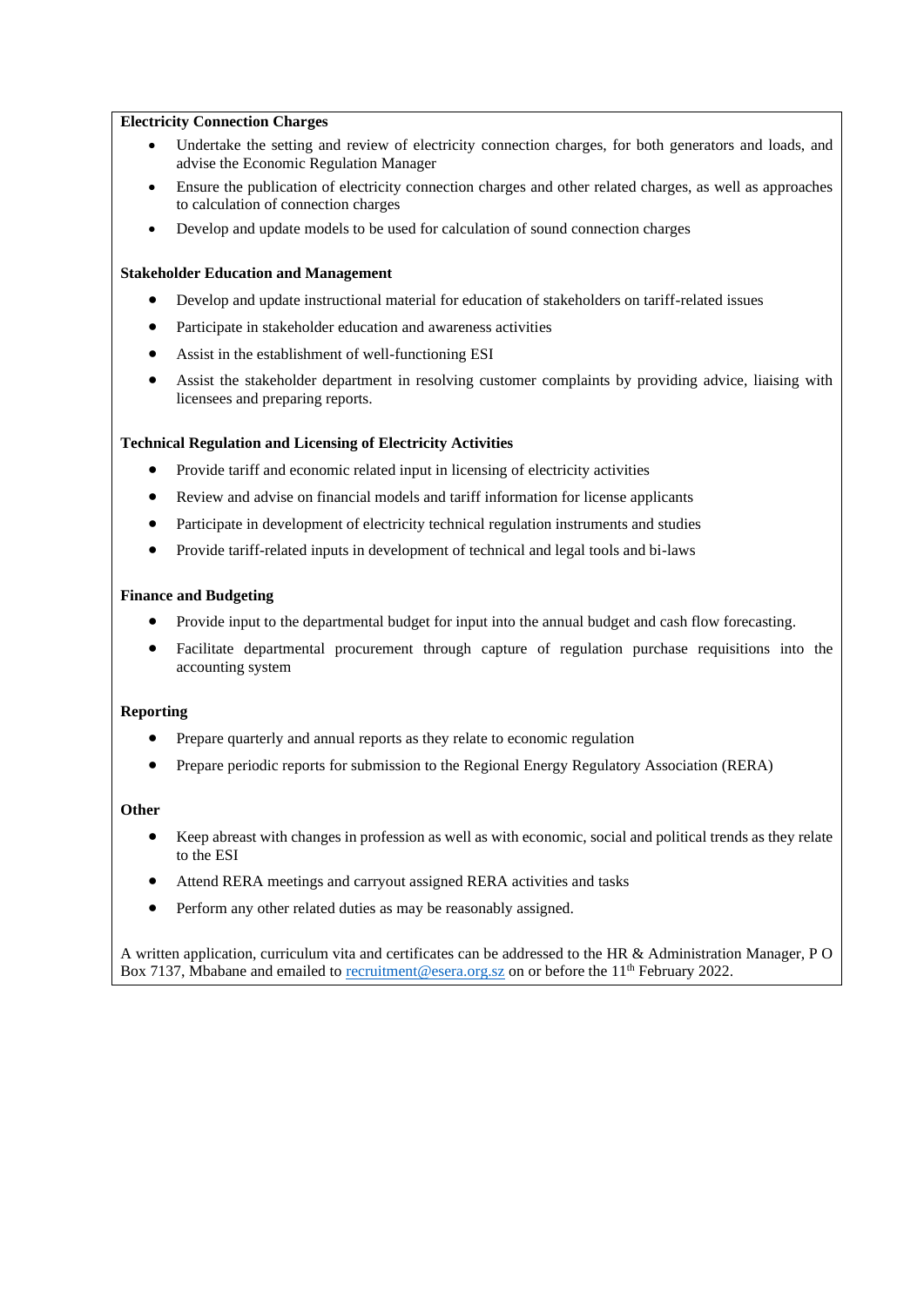**Electricity Connection Charges**

- Undertake the setting and review of electricity connection charges, for both generators and loads, and advise the Economic Regulation Manager
- Ensure the publication of electricity connection charges and other related charges, as well as approaches to calculation of connection charges
- Develop and update models to be used for calculation of sound connection charges

**Stakeholder Education and Management**

- Develop and update instructional material for education of stakeholders on tariff-related issues
- Participate in stakeholder education and awareness activities
- Assist in the establishment of well-functioning ESI
- Assist the stakeholder department in resolving customer complaints by providing advice, liaising with licensees and preparing reports.

**Technical Regulation and Licensing of Electricity Activities**

- Provide tariff and economic related input in licensing of electricity activities
- Review and advise on financial models and tariff information for license applicants
- Participate in development of electricity technical regulation instruments and studies
- Provide tariff-related inputs in development of technical and legal tools and bi-laws

**Finance and Budgeting**

- Provide input to the departmental budget for input into the annual budget and cash flow forecasting.
- Facilitate departmental procurement through capture of regulation purchase requisitions into the accounting system

**Reporting**

- Prepare quarterly and annual reports as they relate to economic regulation
- Prepare periodic reports for submission to the Regional Energy Regulatory Association (RERA)

**Other**

- Keep abreast with changes in profession as well as with economic, social and political trends as they relate to the ESI
- Attend RERA meetings and carryout assigned RERA activities and tasks
- Perform any other related duties as may be reasonably assigned.

A written application, curriculum vita and certificates can be addressed to the HR & Administration Manager, P O Box 7137, Mbabane and emailed to recruitment@esera.org.sz on or before the 11th February 2022.